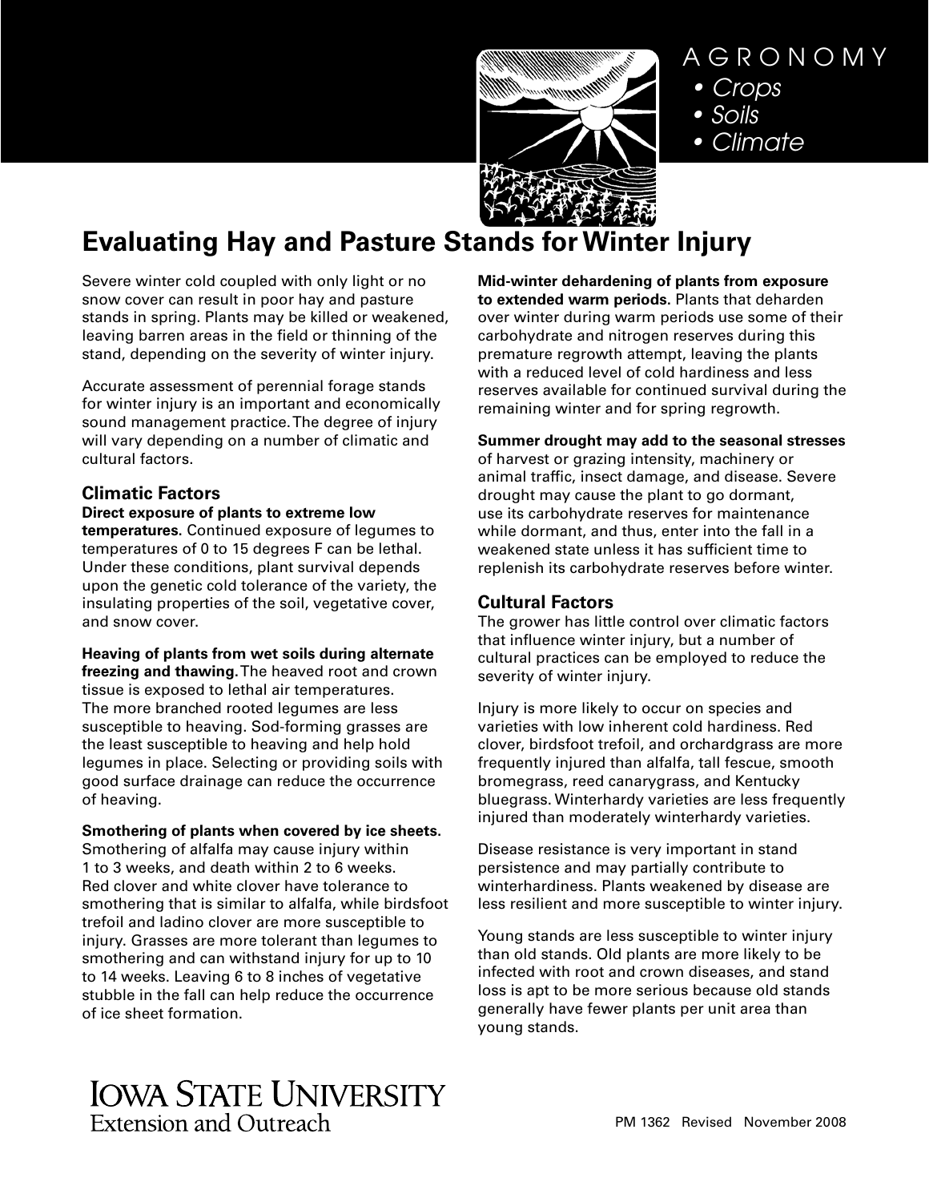AGRONOMY

- Crops
- Soils
- Climate

# Evaluating Hay and Pasture Stands for Winter Injury

Severe winter cold coupled with only light or no snow cover can result in poor hay and pasture stands in spring. Plants may be killed or weakened, leaving barren areas in the field or thinning of the stand, depending on the severity of winter injury.

Accurate assessment of perennial forage stands for winter injury is an important and economically sound management practice. The degree of injury will vary depending on a number of climatic and cultural factors.

## Climatic Factors

**Direct exposure of plants to extreme low temperatures.** Continued exposure of legumes to temperatures of 0 to 15 degrees F can be lethal. Under these conditions, plant survival depends upon the genetic cold tolerance of the variety, the insulating properties of the soil, vegetative cover, and snow cover.

**Heaving of plants from wet soils during alternate freezing and thawing.** The heaved root and crown tissue is exposed to lethal air temperatures. The more branched rooted legumes are less susceptible to heaving. Sod-forming grasses are the least susceptible to heaving and help hold legumes in place. Selecting or providing soils with good surface drainage can reduce the occurrence of heaving.

**Smothering of plants when covered by ice sheets.** Smothering of alfalfa may cause injury within 1 to 3 weeks, and death within 2 to 6 weeks. Red clover and white clover have tolerance to smothering that is similar to alfalfa, while birdsfoot trefoil and ladino clover are more susceptible to injury. Grasses are more tolerant than legumes to smothering and can withstand injury for up to 10 to 14 weeks. Leaving 6 to 8 inches of vegetative stubble in the fall can help reduce the occurrence of ice sheet formation.

**Mid-winter dehardening of plants from exposure to extended warm periods.** Plants that deharden over winter during warm periods use some of their carbohydrate and nitrogen reserves during this premature regrowth attempt, leaving the plants with a reduced level of cold hardiness and less reserves available for continued survival during the remaining winter and for spring regrowth.

**Summer drought may add to the seasonal stresses** of harvest or grazing intensity, machinery or animal traffic, insect damage, and disease. Severe drought may cause the plant to go dormant, use its carbohydrate reserves for maintenance while dormant, and thus, enter into the fall in a weakened state unless it has sufficient time to replenish its carbohydrate reserves before winter.

## Cultural Factors

The grower has little control over climatic factors that influence winter injury, but a number of cultural practices can be employed to reduce the severity of winter injury.

Injury is more likely to occur on species and varieties with low inherent cold hardiness. Red clover, birdsfoot trefoil, and orchardgrass are more frequently injured than alfalfa, tall fescue, smooth bromegrass, reed canarygrass, and Kentucky bluegrass. Winterhardy varieties are less frequently injured than moderately winterhardy varieties.

Disease resistance is very important in stand persistence and may partially contribute to winterhardiness. Plants weakened by disease are less resilient and more susceptible to winter injury.

Young stands are less susceptible to winter injury than old stands. Old plants are more likely to be infected with root and crown diseases, and stand loss is apt to be more serious because old stands generally have fewer plants per unit area than young stands.

IOWA STATE UNIVERSITY
Extension and Outreach

PM 1362 Revised November 2008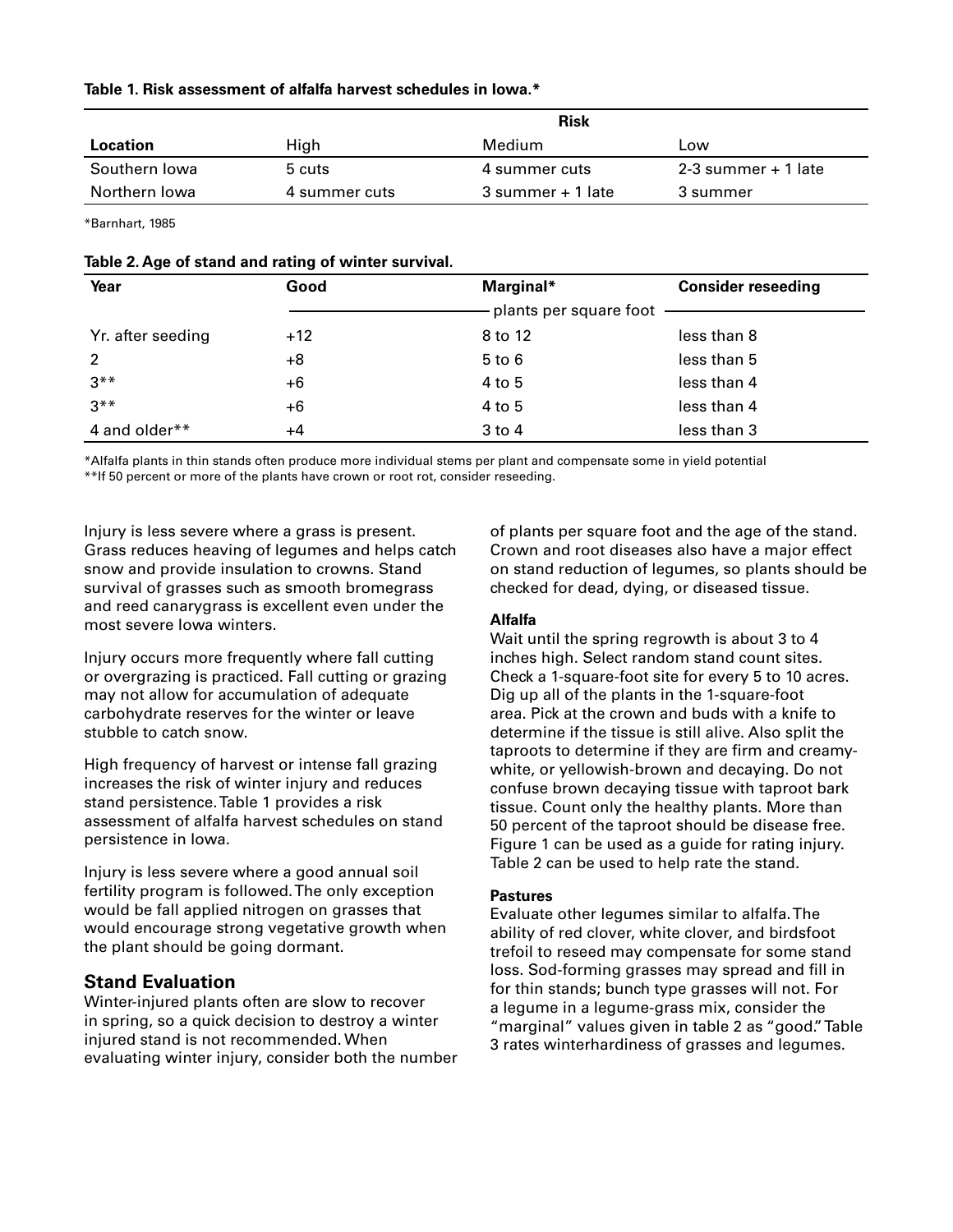**Table 1. Risk assessment of alfalfa harvest schedules in Iowa.***

| | Risk | | |
|---|---|---|---|
| **Location** | High | Medium | Low |
| Southern Iowa | 5 cuts | 4 summer cuts | 2-3 summer + 1 late |
| Northern Iowa | 4 summer cuts | 3 summer + 1 late | 3 summer |

*Barnhart, 1985

**Table 2. Age of stand and rating of winter survival.**

| Year | Good | Marginal* | Consider reseeding |
|---|---|---|---|
| | plants per square foot | | |
| Yr. after seeding | +12 | 8 to 12 | less than 8 |
| 2 | +8 | 5 to 6 | less than 5 |
| 3** | +6 | 4 to 5 | less than 4 |
| 3** | +6 | 4 to 5 | less than 4 |
| 4 and older** | +4 | 3 to 4 | less than 3 |

*Alfalfa plants in thin stands often produce more individual stems per plant and compensate some in yield potential
**If 50 percent or more of the plants have crown or root rot, consider reseeding.

Injury is less severe where a grass is present. Grass reduces heaving of legumes and helps catch snow and provide insulation to crowns. Stand survival of grasses such as smooth bromegrass and reed canarygrass is excellent even under the most severe Iowa winters.

Injury occurs more frequently where fall cutting or overgrazing is practiced. Fall cutting or grazing may not allow for accumulation of adequate carbohydrate reserves for the winter or leave stubble to catch snow.

High frequency of harvest or intense fall grazing increases the risk of winter injury and reduces stand persistence. Table 1 provides a risk assessment of alfalfa harvest schedules on stand persistence in Iowa.

Injury is less severe where a good annual soil fertility program is followed. The only exception would be fall applied nitrogen on grasses that would encourage strong vegetative growth when the plant should be going dormant.

## Stand Evaluation

Winter-injured plants often are slow to recover in spring, so a quick decision to destroy a winter injured stand is not recommended. When evaluating winter injury, consider both the number of plants per square foot and the age of the stand. Crown and root diseases also have a major effect on stand reduction of legumes, so plants should be checked for dead, dying, or diseased tissue.

### Alfalfa

Wait until the spring regrowth is about 3 to 4 inches high. Select random stand count sites. Check a 1-square-foot site for every 5 to 10 acres. Dig up all of the plants in the 1-square-foot area. Pick at the crown and buds with a knife to determine if the tissue is still alive. Also split the taproots to determine if they are firm and creamy-white, or yellowish-brown and decaying. Do not confuse brown decaying tissue with taproot bark tissue. Count only the healthy plants. More than 50 percent of the taproot should be disease free. Figure 1 can be used as a guide for rating injury. Table 2 can be used to help rate the stand.

### Pastures

Evaluate other legumes similar to alfalfa. The ability of red clover, white clover, and birdsfoot trefoil to reseed may compensate for some stand loss. Sod-forming grasses may spread and fill in for thin stands; bunch type grasses will not. For a legume in a legume-grass mix, consider the "marginal" values given in table 2 as "good." Table 3 rates winterhardiness of grasses and legumes.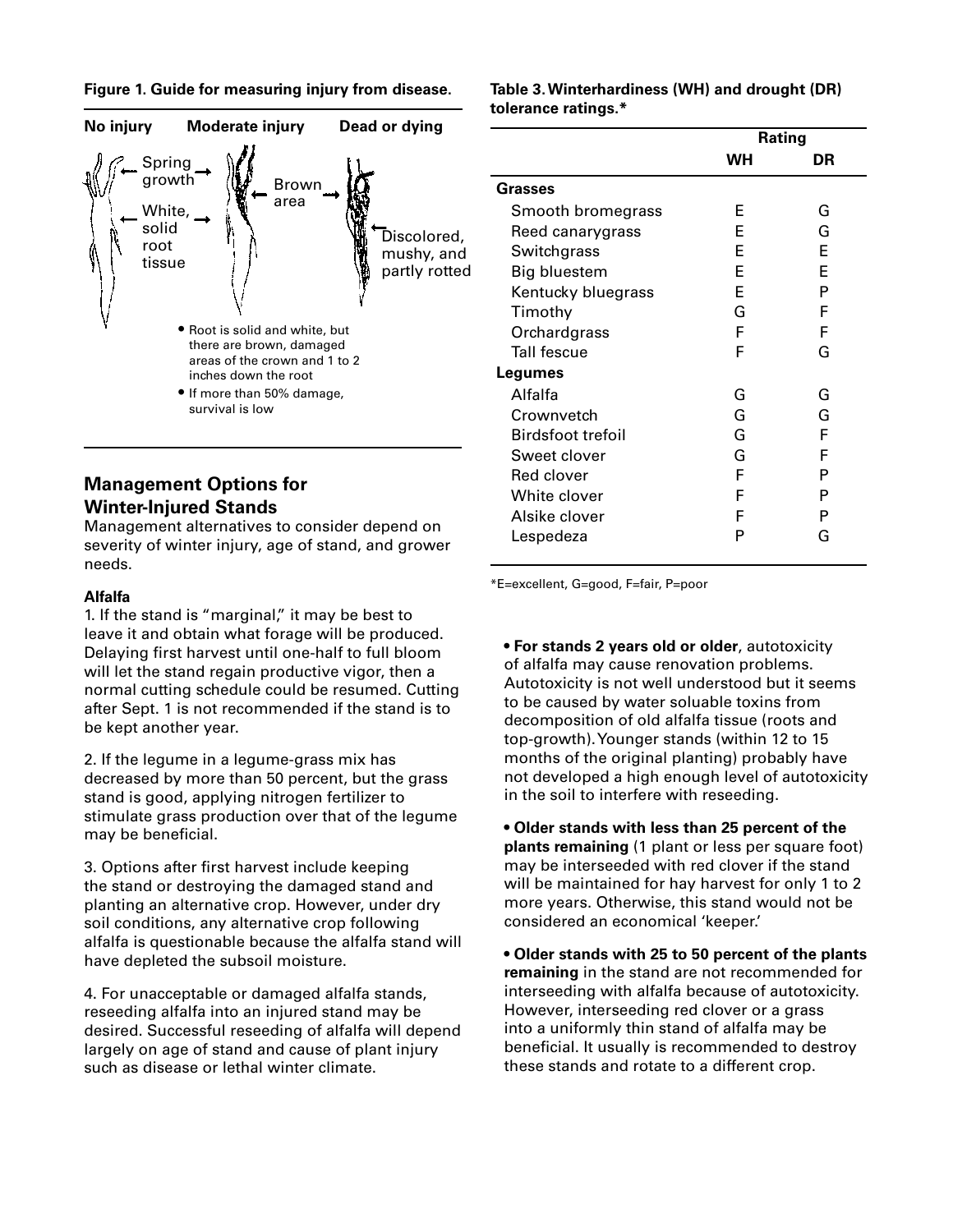**Figure 1. Guide for measuring injury from disease.**

No injury — Moderate injury — Dead or dying

Spring growth

White, solid root tissue

Brown area

Discolored, mushy, and partly rotted

- Root is solid and white, but there are brown, damaged areas of the crown and 1 to 2 inches down the root
- If more than 50% damage, survival is low

## Management Options for Winter-Injured Stands

Management alternatives to consider depend on severity of winter injury, age of stand, and grower needs.

### Alfalfa

1. If the stand is "marginal," it may be best to leave it and obtain what forage will be produced. Delaying first harvest until one-half to full bloom will let the stand regain productive vigor, then a normal cutting schedule could be resumed. Cutting after Sept. 1 is not recommended if the stand is to be kept another year.

2. If the legume in a legume-grass mix has decreased by more than 50 percent, but the grass stand is good, applying nitrogen fertilizer to stimulate grass production over that of the legume may be beneficial.

3. Options after first harvest include keeping the stand or destroying the damaged stand and planting an alternative crop. However, under dry soil conditions, any alternative crop following alfalfa is questionable because the alfalfa stand will have depleted the subsoil moisture.

4. For unacceptable or damaged alfalfa stands, reseeding alfalfa into an injured stand may be desired. Successful reseeding of alfalfa will depend largely on age of stand and cause of plant injury such as disease or lethal winter climate.

**Table 3. Winterhardiness (WH) and drought (DR) tolerance ratings.***

| | Rating | |
|---|---|---|
| | **WH** | **DR** |
| **Grasses** | | |
| Smooth bromegrass | E | G |
| Reed canarygrass | E | G |
| Switchgrass | E | E |
| Big bluestem | E | E |
| Kentucky bluegrass | E | P |
| Timothy | G | F |
| Orchardgrass | F | F |
| Tall fescue | F | G |
| **Legumes** | | |
| Alfalfa | G | G |
| Crownvetch | G | G |
| Birdsfoot trefoil | G | F |
| Sweet clover | G | F |
| Red clover | F | P |
| White clover | F | P |
| Alsike clover | F | P |
| Lespedeza | P | G |

*E=excellent, G=good, F=fair, P=poor

- **For stands 2 years old or older**, autotoxicity of alfalfa may cause renovation problems. Autotoxicity is not well understood but it seems to be caused by water soluable toxins from decomposition of old alfalfa tissue (roots and top-growth). Younger stands (within 12 to 15 months of the original planting) probably have not developed a high enough level of autotoxicity in the soil to interfere with reseeding.

- **Older stands with less than 25 percent of the plants remaining** (1 plant or less per square foot) may be interseeded with red clover if the stand will be maintained for hay harvest for only 1 to 2 more years. Otherwise, this stand would not be considered an economical 'keeper.'

- **Older stands with 25 to 50 percent of the plants remaining** in the stand are not recommended for interseeding with alfalfa because of autotoxicity. However, interseeding red clover or a grass into a uniformly thin stand of alfalfa may be beneficial. It usually is recommended to destroy these stands and rotate to a different crop.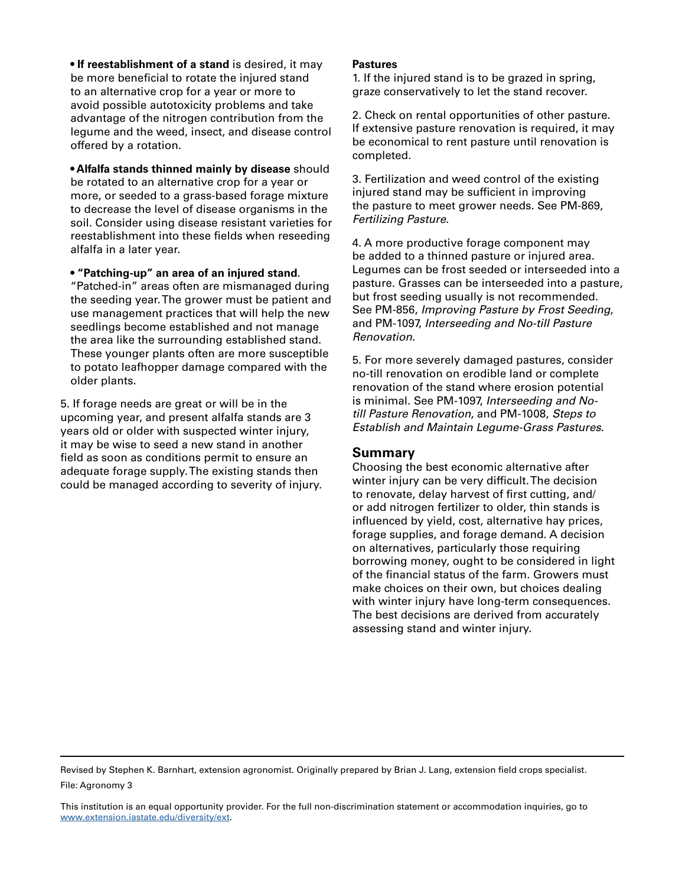- **If reestablishment of a stand** is desired, it may be more beneficial to rotate the injured stand to an alternative crop for a year or more to avoid possible autotoxicity problems and take advantage of the nitrogen contribution from the legume and the weed, insect, and disease control offered by a rotation.

- **Alfalfa stands thinned mainly by disease** should be rotated to an alternative crop for a year or more, or seeded to a grass-based forage mixture to decrease the level of disease organisms in the soil. Consider using disease resistant varieties for reestablishment into these fields when reseeding alfalfa in a later year.

- **"Patching-up" an area of an injured stand**. "Patched-in" areas often are mismanaged during the seeding year. The grower must be patient and use management practices that will help the new seedlings become established and not manage the area like the surrounding established stand. These younger plants often are more susceptible to potato leafhopper damage compared with the older plants.

5. If forage needs are great or will be in the upcoming year, and present alfalfa stands are 3 years old or older with suspected winter injury, it may be wise to seed a new stand in another field as soon as conditions permit to ensure an adequate forage supply. The existing stands then could be managed according to severity of injury.

**Pastures**

1. If the injured stand is to be grazed in spring, graze conservatively to let the stand recover.

2. Check on rental opportunities of other pasture. If extensive pasture renovation is required, it may be economical to rent pasture until renovation is completed.

3. Fertilization and weed control of the existing injured stand may be sufficient in improving the pasture to meet grower needs. See PM-869, *Fertilizing Pasture*.

4. A more productive forage component may be added to a thinned pasture or injured area. Legumes can be frost seeded or interseeded into a pasture. Grasses can be interseeded into a pasture, but frost seeding usually is not recommended. See PM-856, *Improving Pasture by Frost Seeding*, and PM-1097, *Interseeding and No-till Pasture Renovation*.

5. For more severely damaged pastures, consider no-till renovation on erodible land or complete renovation of the stand where erosion potential is minimal. See PM-1097, *Interseeding and No-till Pasture Renovation*, and PM-1008, *Steps to Establish and Maintain Legume-Grass Pastures*.

## Summary

Choosing the best economic alternative after winter injury can be very difficult. The decision to renovate, delay harvest of first cutting, and/or add nitrogen fertilizer to older, thin stands is influenced by yield, cost, alternative hay prices, forage supplies, and forage demand. A decision on alternatives, particularly those requiring borrowing money, ought to be considered in light of the financial status of the farm. Growers must make choices on their own, but choices dealing with winter injury have long-term consequences. The best decisions are derived from accurately assessing stand and winter injury.

---

Revised by Stephen K. Barnhart, extension agronomist. Originally prepared by Brian J. Lang, extension field crops specialist.

File: Agronomy 3

This institution is an equal opportunity provider. For the full non-discrimination statement or accommodation inquiries, go to www.extension.iastate.edu/diversity/ext.